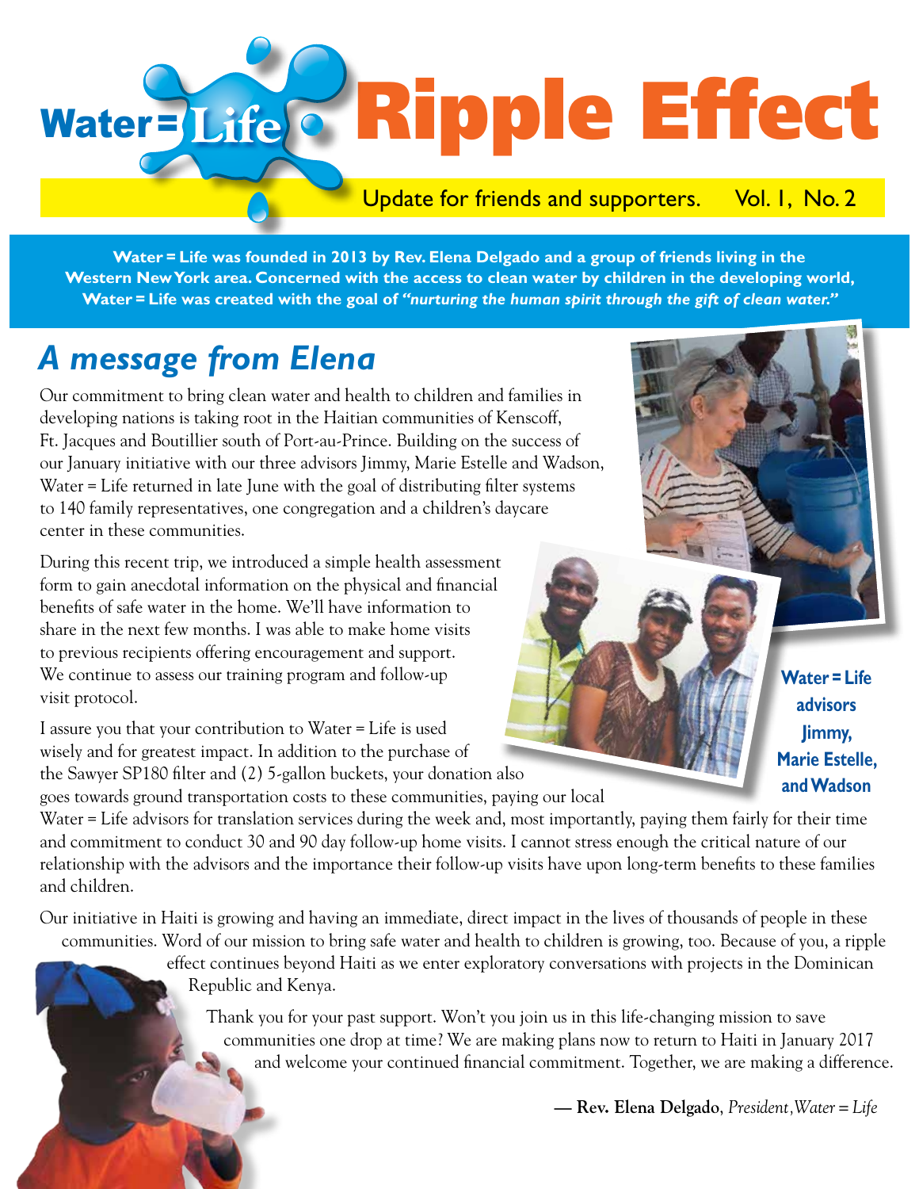# Water = Life Ripple Effect

Update for friends and supporters. Vol. 1, No. 2

**Water = Life was founded in 2013 by Rev. Elena Delgado and a group of friends living in the Western New York area. Concerned with the access to clean water by children in the developing world, Water = Life was created with the goal of *"nurturing the human spirit through the gift of clean water."***

## *A message from Elena*

Our commitment to bring clean water and health to children and families in developing nations is taking root in the Haitian communities of Kenscoff, Ft. Jacques and Boutillier south of Port-au-Prince. Building on the success of our January initiative with our three advisors Jimmy, Marie Estelle and Wadson, Water = Life returned in late June with the goal of distributing filter systems to 140 family representatives, one congregation and a children's daycare center in these communities.

During this recent trip, we introduced a simple health assessment form to gain anecdotal information on the physical and financial benefits of safe water in the home. We'll have information to share in the next few months. I was able to make home visits to previous recipients offering encouragement and support. We continue to assess our training program and follow-up visit protocol.

**Water = Life advisors Jimmy, Marie Estelle, and Wadson**

I assure you that your contribution to Water = Life is used wisely and for greatest impact. In addition to the purchase of the Sawyer SP180 filter and (2) 5-gallon buckets, your donation also goes towards ground transportation costs to these communities, paying our local Water = Life advisors for translation services during the week and, most importantly, paying them fairly for their time and commitment to conduct 30 and 90 day follow-up home visits. I cannot stress enough the critical nature of our relationship with the advisors and the importance their follow-up visits have upon long-term benefits to these families and children.

Our initiative in Haiti is growing and having an immediate, direct impact in the lives of thousands of people in these communities. Word of our mission to bring safe water and health to children is growing, too. Because of you, a ripple effect continues beyond Haiti as we enter exploratory conversations with projects in the Dominican Republic and Kenya.

Thank you for your past support. Won't you join us in this life-changing mission to save communities one drop at time? We are making plans now to return to Haiti in January 2017 and welcome your continued financial commitment. Together, we are making a difference.

**— Rev. Elena Delgado**, *President, Water = Life*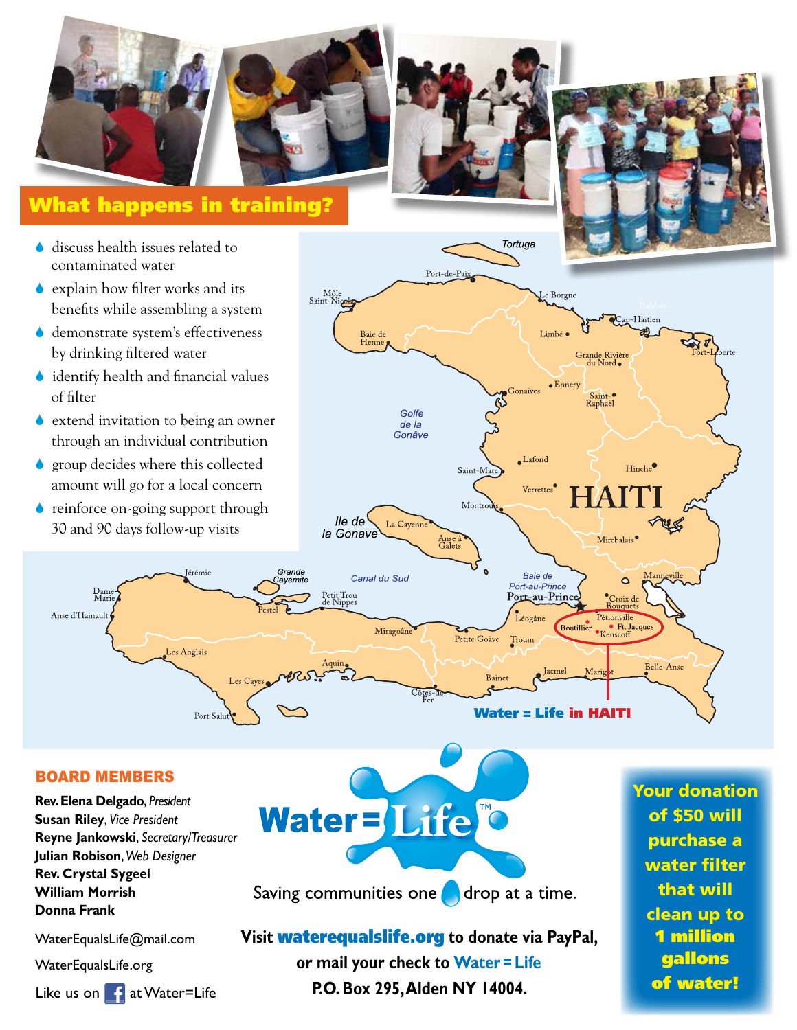## What happens in training?

- discuss health issues related to contaminated water
- explain how filter works and its benefits while assembling a system
- demonstrate system's effectiveness by drinking filtered water
- identify health and financial values of filter
- extend invitation to being an owner through an individual contribution
- group decides where this collected amount will go for a local concern
- reinforce on-going support through 30 and 90 days follow-up visits

Water = Life in HAITI

**BOARD MEMBERS**

**Rev. Elena Delgado**, *President*
**Susan Riley**, *Vice President*
**Reyne Jankowski**, *Secretary/Treasurer*
**Julian Robison**, *Web Designer*
**Rev. Crystal Sygeel**
**William Morrish**
**Donna Frank**

WaterEqualsLife@mail.com

WaterEqualsLife.org

Like us on Facebook at Water=Life

**Water = Life™**

Saving communities one drop at a time.

**Visit waterequalslife.org to donate via PayPal, or mail your check to Water = Life P.O. Box 295, Alden NY 14004.**

**Your donation of $50 will purchase a water filter that will clean up to 1 million gallons of water!**